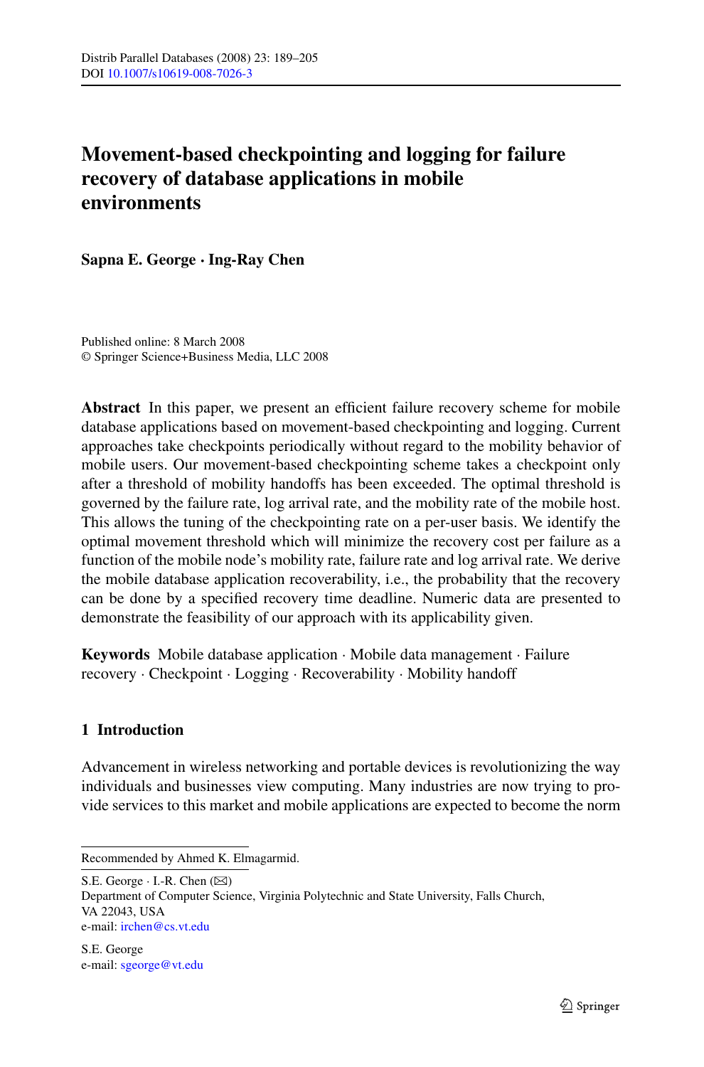# Movement-based checkpointing and logging for failure recovery of database applications in mobile environments

**Sapna E. George · Ing-Ray Chen**

Published online: 8 March 2008
© Springer Science+Business Media, LLC 2008

**Abstract** In this paper, we present an efficient failure recovery scheme for mobile database applications based on movement-based checkpointing and logging. Current approaches take checkpoints periodically without regard to the mobility behavior of mobile users. Our movement-based checkpointing scheme takes a checkpoint only after a threshold of mobility handoffs has been exceeded. The optimal threshold is governed by the failure rate, log arrival rate, and the mobility rate of the mobile host. This allows the tuning of the checkpointing rate on a per-user basis. We identify the optimal movement threshold which will minimize the recovery cost per failure as a function of the mobile node's mobility rate, failure rate and log arrival rate. We derive the mobile database application recoverability, i.e., the probability that the recovery can be done by a specified recovery time deadline. Numeric data are presented to demonstrate the feasibility of our approach with its applicability given.

**Keywords** Mobile database application · Mobile data management · Failure recovery · Checkpoint · Logging · Recoverability · Mobility handoff

## 1 Introduction

Advancement in wireless networking and portable devices is revolutionizing the way individuals and businesses view computing. Many industries are now trying to provide services to this market and mobile applications are expected to become the norm

---

Recommended by Ahmed K. Elmagarmid.

S.E. George · I.-R. Chen (✉)
Department of Computer Science, Virginia Polytechnic and State University, Falls Church, VA 22043, USA
e-mail: irchen@cs.vt.edu

S.E. George
e-mail: sgeorge@vt.edu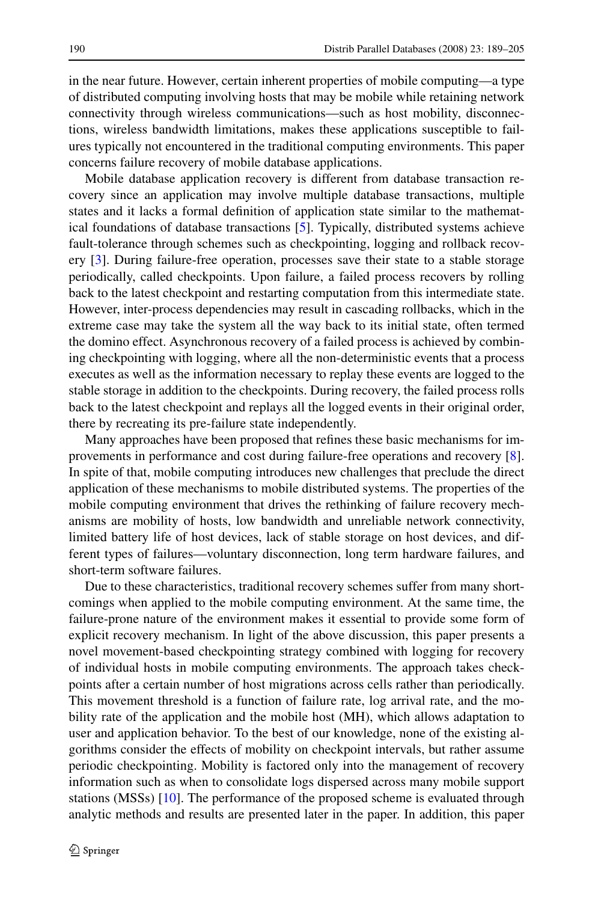in the near future. However, certain inherent properties of mobile computing—a type of distributed computing involving hosts that may be mobile while retaining network connectivity through wireless communications—such as host mobility, disconnections, wireless bandwidth limitations, makes these applications susceptible to failures typically not encountered in the traditional computing environments. This paper concerns failure recovery of mobile database applications.

Mobile database application recovery is different from database transaction recovery since an application may involve multiple database transactions, multiple states and it lacks a formal definition of application state similar to the mathematical foundations of database transactions [5]. Typically, distributed systems achieve fault-tolerance through schemes such as checkpointing, logging and rollback recovery [3]. During failure-free operation, processes save their state to a stable storage periodically, called checkpoints. Upon failure, a failed process recovers by rolling back to the latest checkpoint and restarting computation from this intermediate state. However, inter-process dependencies may result in cascading rollbacks, which in the extreme case may take the system all the way back to its initial state, often termed the domino effect. Asynchronous recovery of a failed process is achieved by combining checkpointing with logging, where all the non-deterministic events that a process executes as well as the information necessary to replay these events are logged to the stable storage in addition to the checkpoints. During recovery, the failed process rolls back to the latest checkpoint and replays all the logged events in their original order, there by recreating its pre-failure state independently.

Many approaches have been proposed that refines these basic mechanisms for improvements in performance and cost during failure-free operations and recovery [8]. In spite of that, mobile computing introduces new challenges that preclude the direct application of these mechanisms to mobile distributed systems. The properties of the mobile computing environment that drives the rethinking of failure recovery mechanisms are mobility of hosts, low bandwidth and unreliable network connectivity, limited battery life of host devices, lack of stable storage on host devices, and different types of failures—voluntary disconnection, long term hardware failures, and short-term software failures.

Due to these characteristics, traditional recovery schemes suffer from many shortcomings when applied to the mobile computing environment. At the same time, the failure-prone nature of the environment makes it essential to provide some form of explicit recovery mechanism. In light of the above discussion, this paper presents a novel movement-based checkpointing strategy combined with logging for recovery of individual hosts in mobile computing environments. The approach takes checkpoints after a certain number of host migrations across cells rather than periodically. This movement threshold is a function of failure rate, log arrival rate, and the mobility rate of the application and the mobile host (MH), which allows adaptation to user and application behavior. To the best of our knowledge, none of the existing algorithms consider the effects of mobility on checkpoint intervals, but rather assume periodic checkpointing. Mobility is factored only into the management of recovery information such as when to consolidate logs dispersed across many mobile support stations (MSSs) [10]. The performance of the proposed scheme is evaluated through analytic methods and results are presented later in the paper. In addition, this paper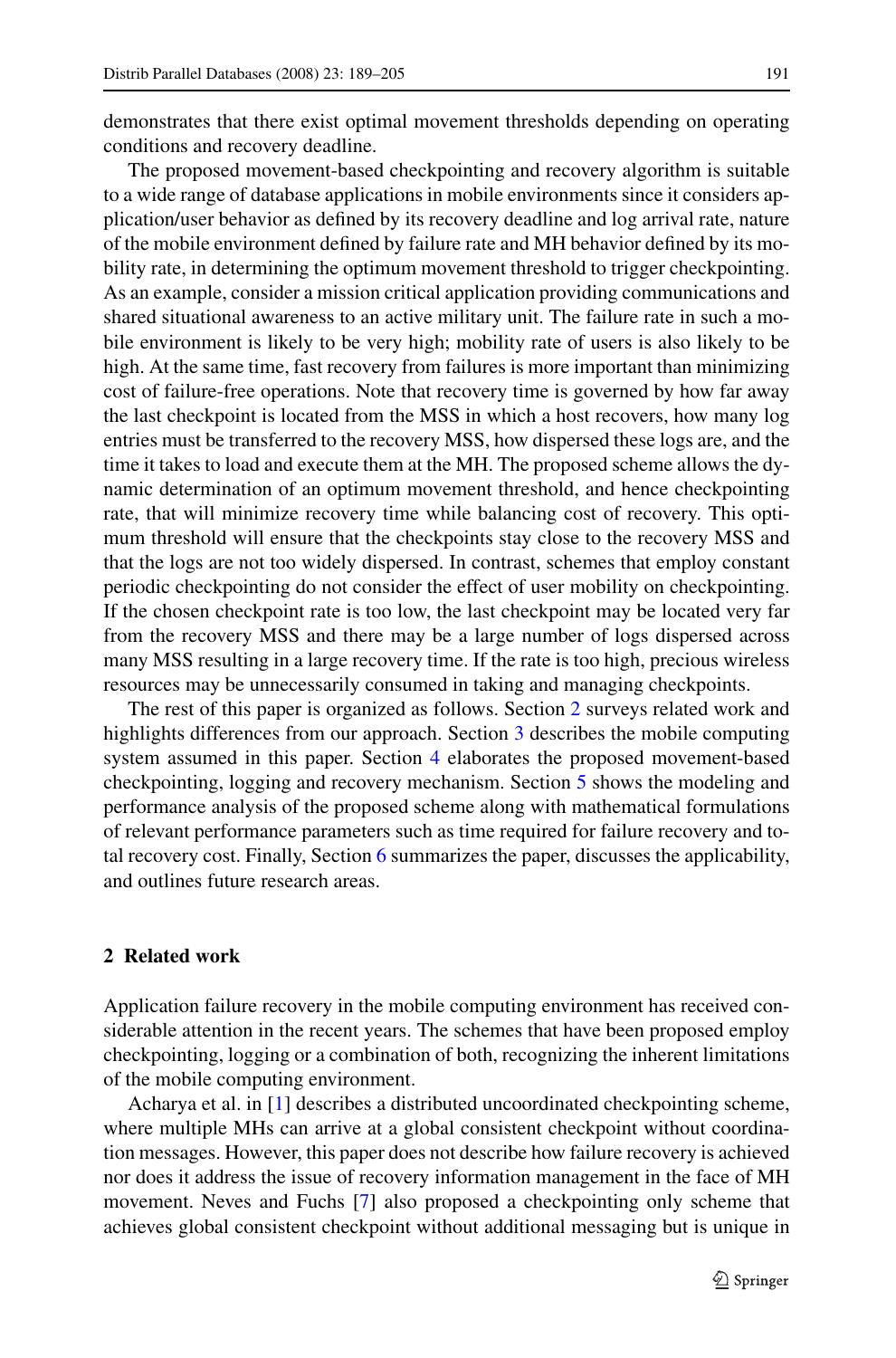demonstrates that there exist optimal movement thresholds depending on operating conditions and recovery deadline.

The proposed movement-based checkpointing and recovery algorithm is suitable to a wide range of database applications in mobile environments since it considers application/user behavior as defined by its recovery deadline and log arrival rate, nature of the mobile environment defined by failure rate and MH behavior defined by its mobility rate, in determining the optimum movement threshold to trigger checkpointing. As an example, consider a mission critical application providing communications and shared situational awareness to an active military unit. The failure rate in such a mobile environment is likely to be very high; mobility rate of users is also likely to be high. At the same time, fast recovery from failures is more important than minimizing cost of failure-free operations. Note that recovery time is governed by how far away the last checkpoint is located from the MSS in which a host recovers, how many log entries must be transferred to the recovery MSS, how dispersed these logs are, and the time it takes to load and execute them at the MH. The proposed scheme allows the dynamic determination of an optimum movement threshold, and hence checkpointing rate, that will minimize recovery time while balancing cost of recovery. This optimum threshold will ensure that the checkpoints stay close to the recovery MSS and that the logs are not too widely dispersed. In contrast, schemes that employ constant periodic checkpointing do not consider the effect of user mobility on checkpointing. If the chosen checkpoint rate is too low, the last checkpoint may be located very far from the recovery MSS and there may be a large number of logs dispersed across many MSS resulting in a large recovery time. If the rate is too high, precious wireless resources may be unnecessarily consumed in taking and managing checkpoints.

The rest of this paper is organized as follows. Section 2 surveys related work and highlights differences from our approach. Section 3 describes the mobile computing system assumed in this paper. Section 4 elaborates the proposed movement-based checkpointing, logging and recovery mechanism. Section 5 shows the modeling and performance analysis of the proposed scheme along with mathematical formulations of relevant performance parameters such as time required for failure recovery and total recovery cost. Finally, Section 6 summarizes the paper, discusses the applicability, and outlines future research areas.

## 2 Related work

Application failure recovery in the mobile computing environment has received considerable attention in the recent years. The schemes that have been proposed employ checkpointing, logging or a combination of both, recognizing the inherent limitations of the mobile computing environment.

Acharya et al. in [1] describes a distributed uncoordinated checkpointing scheme, where multiple MHs can arrive at a global consistent checkpoint without coordination messages. However, this paper does not describe how failure recovery is achieved nor does it address the issue of recovery information management in the face of MH movement. Neves and Fuchs [7] also proposed a checkpointing only scheme that achieves global consistent checkpoint without additional messaging but is unique in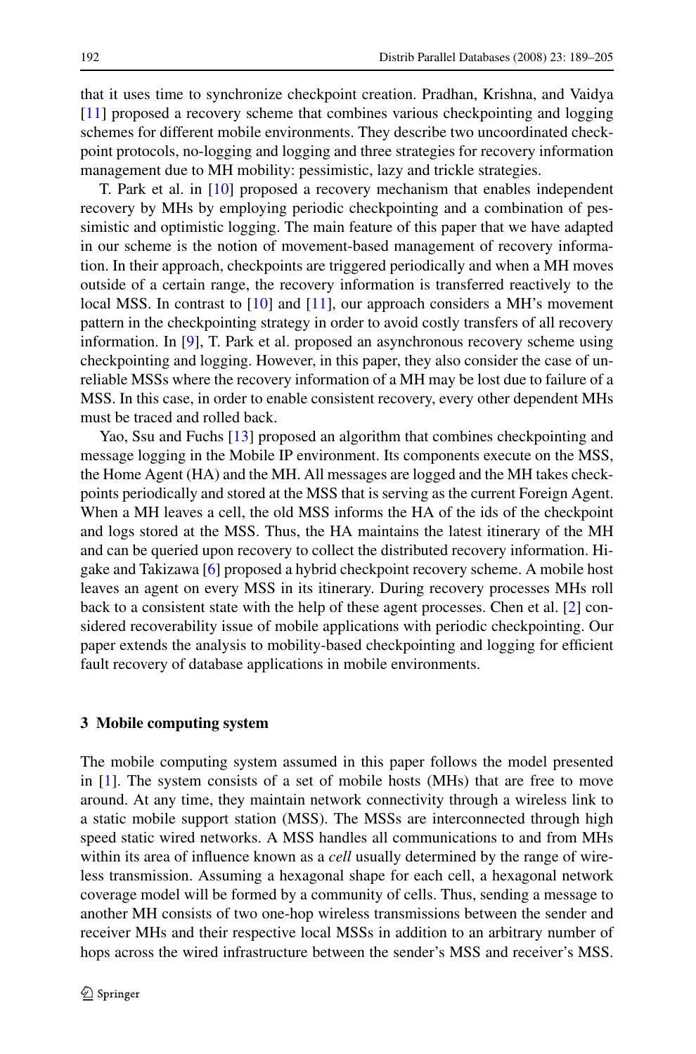that it uses time to synchronize checkpoint creation. Pradhan, Krishna, and Vaidya [11] proposed a recovery scheme that combines various checkpointing and logging schemes for different mobile environments. They describe two uncoordinated checkpoint protocols, no-logging and logging and three strategies for recovery information management due to MH mobility: pessimistic, lazy and trickle strategies.

T. Park et al. in [10] proposed a recovery mechanism that enables independent recovery by MHs by employing periodic checkpointing and a combination of pessimistic and optimistic logging. The main feature of this paper that we have adapted in our scheme is the notion of movement-based management of recovery information. In their approach, checkpoints are triggered periodically and when a MH moves outside of a certain range, the recovery information is transferred reactively to the local MSS. In contrast to [10] and [11], our approach considers a MH's movement pattern in the checkpointing strategy in order to avoid costly transfers of all recovery information. In [9], T. Park et al. proposed an asynchronous recovery scheme using checkpointing and logging. However, in this paper, they also consider the case of unreliable MSSs where the recovery information of a MH may be lost due to failure of a MSS. In this case, in order to enable consistent recovery, every other dependent MHs must be traced and rolled back.

Yao, Ssu and Fuchs [13] proposed an algorithm that combines checkpointing and message logging in the Mobile IP environment. Its components execute on the MSS, the Home Agent (HA) and the MH. All messages are logged and the MH takes checkpoints periodically and stored at the MSS that is serving as the current Foreign Agent. When a MH leaves a cell, the old MSS informs the HA of the ids of the checkpoint and logs stored at the MSS. Thus, the HA maintains the latest itinerary of the MH and can be queried upon recovery to collect the distributed recovery information. Higake and Takizawa [6] proposed a hybrid checkpoint recovery scheme. A mobile host leaves an agent on every MSS in its itinerary. During recovery processes MHs roll back to a consistent state with the help of these agent processes. Chen et al. [2] considered recoverability issue of mobile applications with periodic checkpointing. Our paper extends the analysis to mobility-based checkpointing and logging for efficient fault recovery of database applications in mobile environments.

## 3 Mobile computing system

The mobile computing system assumed in this paper follows the model presented in [1]. The system consists of a set of mobile hosts (MHs) that are free to move around. At any time, they maintain network connectivity through a wireless link to a static mobile support station (MSS). The MSSs are interconnected through high speed static wired networks. A MSS handles all communications to and from MHs within its area of influence known as a *cell* usually determined by the range of wireless transmission. Assuming a hexagonal shape for each cell, a hexagonal network coverage model will be formed by a community of cells. Thus, sending a message to another MH consists of two one-hop wireless transmissions between the sender and receiver MHs and their respective local MSSs in addition to an arbitrary number of hops across the wired infrastructure between the sender's MSS and receiver's MSS.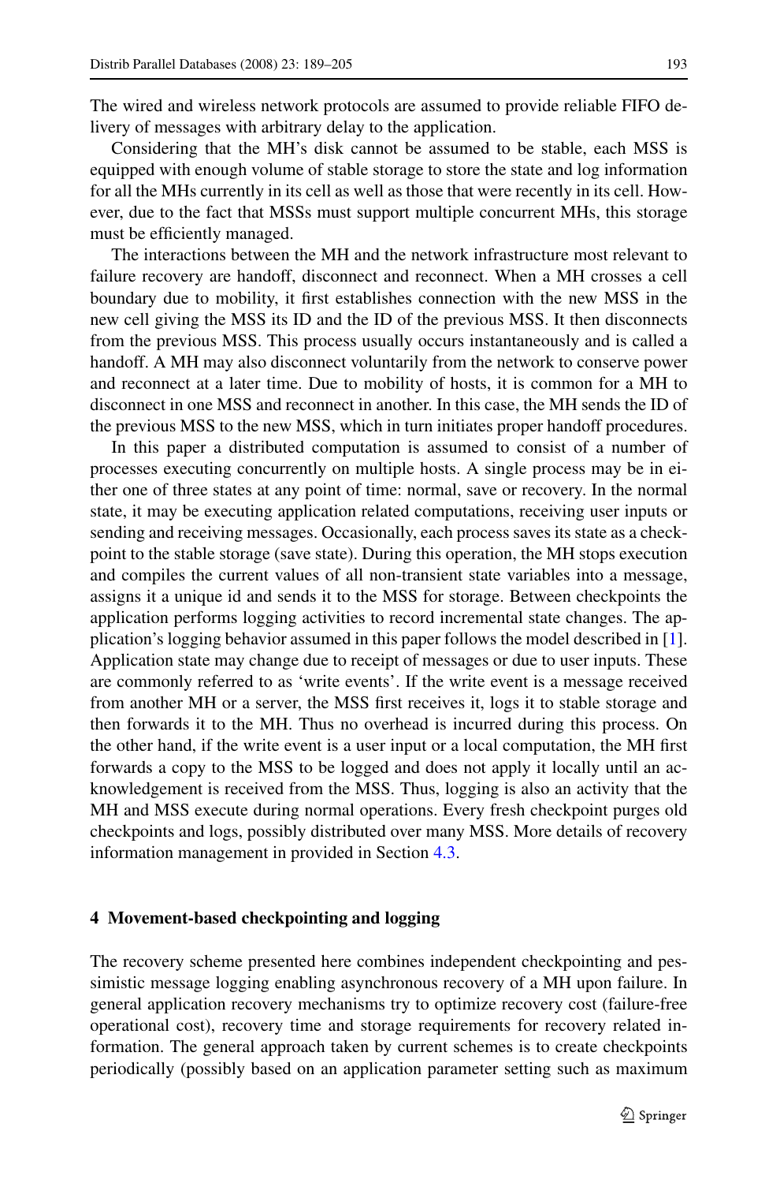The wired and wireless network protocols are assumed to provide reliable FIFO delivery of messages with arbitrary delay to the application.

Considering that the MH's disk cannot be assumed to be stable, each MSS is equipped with enough volume of stable storage to store the state and log information for all the MHs currently in its cell as well as those that were recently in its cell. However, due to the fact that MSSs must support multiple concurrent MHs, this storage must be efficiently managed.

The interactions between the MH and the network infrastructure most relevant to failure recovery are handoff, disconnect and reconnect. When a MH crosses a cell boundary due to mobility, it first establishes connection with the new MSS in the new cell giving the MSS its ID and the ID of the previous MSS. It then disconnects from the previous MSS. This process usually occurs instantaneously and is called a handoff. A MH may also disconnect voluntarily from the network to conserve power and reconnect at a later time. Due to mobility of hosts, it is common for a MH to disconnect in one MSS and reconnect in another. In this case, the MH sends the ID of the previous MSS to the new MSS, which in turn initiates proper handoff procedures.

In this paper a distributed computation is assumed to consist of a number of processes executing concurrently on multiple hosts. A single process may be in either one of three states at any point of time: normal, save or recovery. In the normal state, it may be executing application related computations, receiving user inputs or sending and receiving messages. Occasionally, each process saves its state as a checkpoint to the stable storage (save state). During this operation, the MH stops execution and compiles the current values of all non-transient state variables into a message, assigns it a unique id and sends it to the MSS for storage. Between checkpoints the application performs logging activities to record incremental state changes. The application's logging behavior assumed in this paper follows the model described in [1]. Application state may change due to receipt of messages or due to user inputs. These are commonly referred to as 'write events'. If the write event is a message received from another MH or a server, the MSS first receives it, logs it to stable storage and then forwards it to the MH. Thus no overhead is incurred during this process. On the other hand, if the write event is a user input or a local computation, the MH first forwards a copy to the MSS to be logged and does not apply it locally until an acknowledgement is received from the MSS. Thus, logging is also an activity that the MH and MSS execute during normal operations. Every fresh checkpoint purges old checkpoints and logs, possibly distributed over many MSS. More details of recovery information management in provided in Section 4.3.

## 4 Movement-based checkpointing and logging

The recovery scheme presented here combines independent checkpointing and pessimistic message logging enabling asynchronous recovery of a MH upon failure. In general application recovery mechanisms try to optimize recovery cost (failure-free operational cost), recovery time and storage requirements for recovery related information. The general approach taken by current schemes is to create checkpoints periodically (possibly based on an application parameter setting such as maximum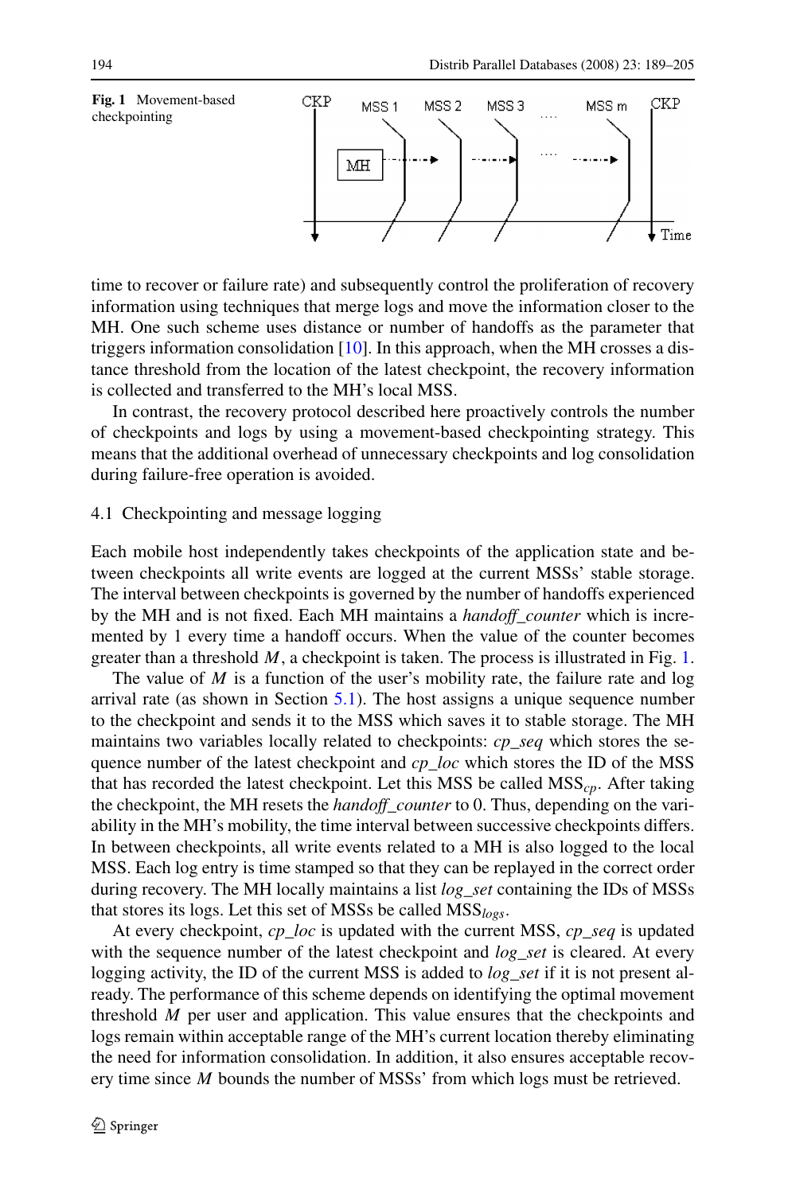**Fig. 1** Movement-based checkpointing

time to recover or failure rate) and subsequently control the proliferation of recovery information using techniques that merge logs and move the information closer to the MH. One such scheme uses distance or number of handoffs as the parameter that triggers information consolidation [10]. In this approach, when the MH crosses a distance threshold from the location of the latest checkpoint, the recovery information is collected and transferred to the MH's local MSS.

In contrast, the recovery protocol described here proactively controls the number of checkpoints and logs by using a movement-based checkpointing strategy. This means that the additional overhead of unnecessary checkpoints and log consolidation during failure-free operation is avoided.

### 4.1 Checkpointing and message logging

Each mobile host independently takes checkpoints of the application state and between checkpoints all write events are logged at the current MSSs' stable storage. The interval between checkpoints is governed by the number of handoffs experienced by the MH and is not fixed. Each MH maintains a *handoff_counter* which is incremented by 1 every time a handoff occurs. When the value of the counter becomes greater than a threshold $M$, a checkpoint is taken. The process is illustrated in Fig. 1.

The value of $M$ is a function of the user's mobility rate, the failure rate and log arrival rate (as shown in Section 5.1). The host assigns a unique sequence number to the checkpoint and sends it to the MSS which saves it to stable storage. The MH maintains two variables locally related to checkpoints: *cp_seq* which stores the sequence number of the latest checkpoint and *cp_loc* which stores the ID of the MSS that has recorded the latest checkpoint. Let this MSS be called $\text{MSS}_{cp}$. After taking the checkpoint, the MH resets the *handoff_counter* to 0. Thus, depending on the variability in the MH's mobility, the time interval between successive checkpoints differs. In between checkpoints, all write events related to a MH is also logged to the local MSS. Each log entry is time stamped so that they can be replayed in the correct order during recovery. The MH locally maintains a list *log_set* containing the IDs of MSSs that stores its logs. Let this set of MSSs be called $\text{MSS}_{logs}$.

At every checkpoint, *cp_loc* is updated with the current MSS, *cp_seq* is updated with the sequence number of the latest checkpoint and *log_set* is cleared. At every logging activity, the ID of the current MSS is added to *log_set* if it is not present already. The performance of this scheme depends on identifying the optimal movement threshold $M$ per user and application. This value ensures that the checkpoints and logs remain within acceptable range of the MH's current location thereby eliminating the need for information consolidation. In addition, it also ensures acceptable recovery time since $M$ bounds the number of MSSs' from which logs must be retrieved.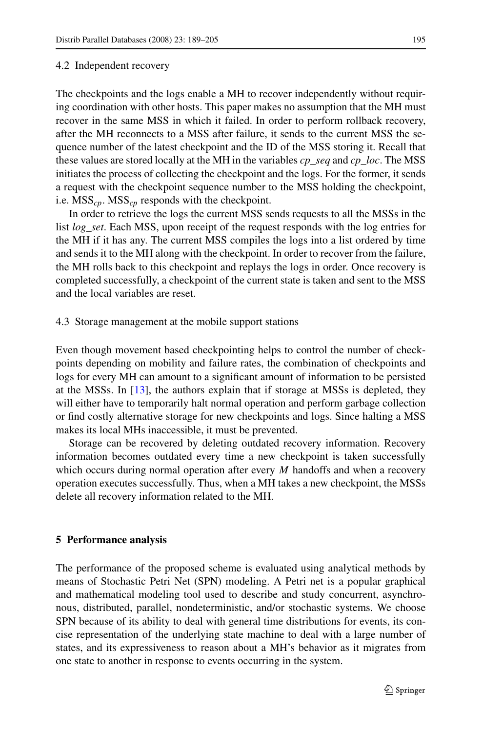### 4.2 Independent recovery

The checkpoints and the logs enable a MH to recover independently without requiring coordination with other hosts. This paper makes no assumption that the MH must recover in the same MSS in which it failed. In order to perform rollback recovery, after the MH reconnects to a MSS after failure, it sends to the current MSS the sequence number of the latest checkpoint and the ID of the MSS storing it. Recall that these values are stored locally at the MH in the variables *cp_seq* and *cp_loc*. The MSS initiates the process of collecting the checkpoint and the logs. For the former, it sends a request with the checkpoint sequence number to the MSS holding the checkpoint, i.e. $\text{MSS}_{cp}$. $\text{MSS}_{cp}$ responds with the checkpoint.

In order to retrieve the logs the current MSS sends requests to all the MSSs in the list *log_set*. Each MSS, upon receipt of the request responds with the log entries for the MH if it has any. The current MSS compiles the logs into a list ordered by time and sends it to the MH along with the checkpoint. In order to recover from the failure, the MH rolls back to this checkpoint and replays the logs in order. Once recovery is completed successfully, a checkpoint of the current state is taken and sent to the MSS and the local variables are reset.

### 4.3 Storage management at the mobile support stations

Even though movement based checkpointing helps to control the number of checkpoints depending on mobility and failure rates, the combination of checkpoints and logs for every MH can amount to a significant amount of information to be persisted at the MSSs. In [13], the authors explain that if storage at MSSs is depleted, they will either have to temporarily halt normal operation and perform garbage collection or find costly alternative storage for new checkpoints and logs. Since halting a MSS makes its local MHs inaccessible, it must be prevented.

Storage can be recovered by deleting outdated recovery information. Recovery information becomes outdated every time a new checkpoint is taken successfully which occurs during normal operation after every $M$ handoffs and when a recovery operation executes successfully. Thus, when a MH takes a new checkpoint, the MSSs delete all recovery information related to the MH.

## 5 Performance analysis

The performance of the proposed scheme is evaluated using analytical methods by means of Stochastic Petri Net (SPN) modeling. A Petri net is a popular graphical and mathematical modeling tool used to describe and study concurrent, asynchronous, distributed, parallel, nondeterministic, and/or stochastic systems. We choose SPN because of its ability to deal with general time distributions for events, its concise representation of the underlying state machine to deal with a large number of states, and its expressiveness to reason about a MH's behavior as it migrates from one state to another in response to events occurring in the system.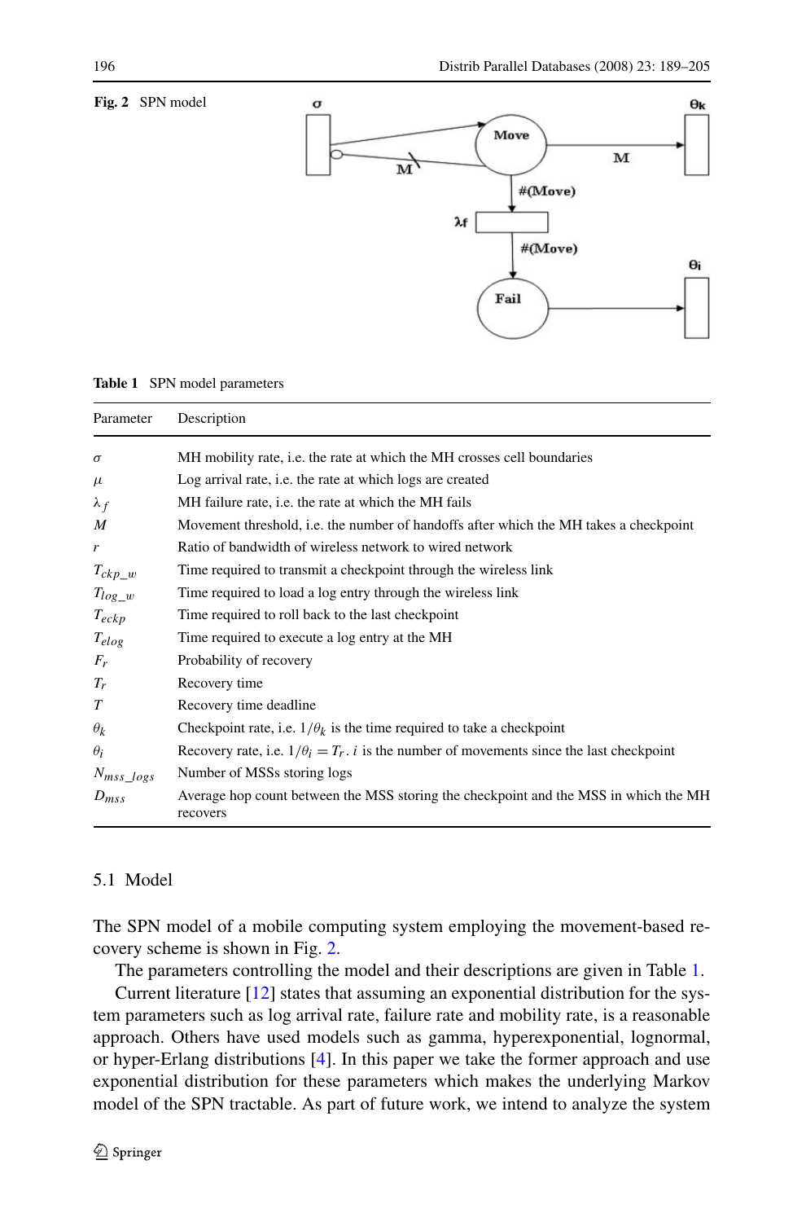**Fig. 2** SPN model

**Table 1** SPN model parameters

| Parameter | Description |
|---|---|
| $\sigma$ | MH mobility rate, i.e. the rate at which the MH crosses cell boundaries |
| $\mu$ | Log arrival rate, i.e. the rate at which logs are created |
| $\lambda_f$ | MH failure rate, i.e. the rate at which the MH fails |
| $M$ | Movement threshold, i.e. the number of handoffs after which the MH takes a checkpoint |
| $r$ | Ratio of bandwidth of wireless network to wired network |
| $T_{ckp\_w}$ | Time required to transmit a checkpoint through the wireless link |
| $T_{log\_w}$ | Time required to load a log entry through the wireless link |
| $T_{eckp}$ | Time required to roll back to the last checkpoint |
| $T_{elog}$ | Time required to execute a log entry at the MH |
| $F_r$ | Probability of recovery |
| $T_r$ | Recovery time |
| $T$ | Recovery time deadline |
| $\theta_k$ | Checkpoint rate, i.e. $1/\theta_k$ is the time required to take a checkpoint |
| $\theta_i$ | Recovery rate, i.e. $1/\theta_i = T_r$. $i$ is the number of movements since the last checkpoint |
| $N_{mss\_logs}$ | Number of MSSs storing logs |
| $D_{mss}$ | Average hop count between the MSS storing the checkpoint and the MSS in which the MH recovers |

### 5.1 Model

The SPN model of a mobile computing system employing the movement-based recovery scheme is shown in Fig. 2.

The parameters controlling the model and their descriptions are given in Table 1.

Current literature [12] states that assuming an exponential distribution for the system parameters such as log arrival rate, failure rate and mobility rate, is a reasonable approach. Others have used models such as gamma, hyperexponential, lognormal, or hyper-Erlang distributions [4]. In this paper we take the former approach and use exponential distribution for these parameters which makes the underlying Markov model of the SPN tractable. As part of future work, we intend to analyze the system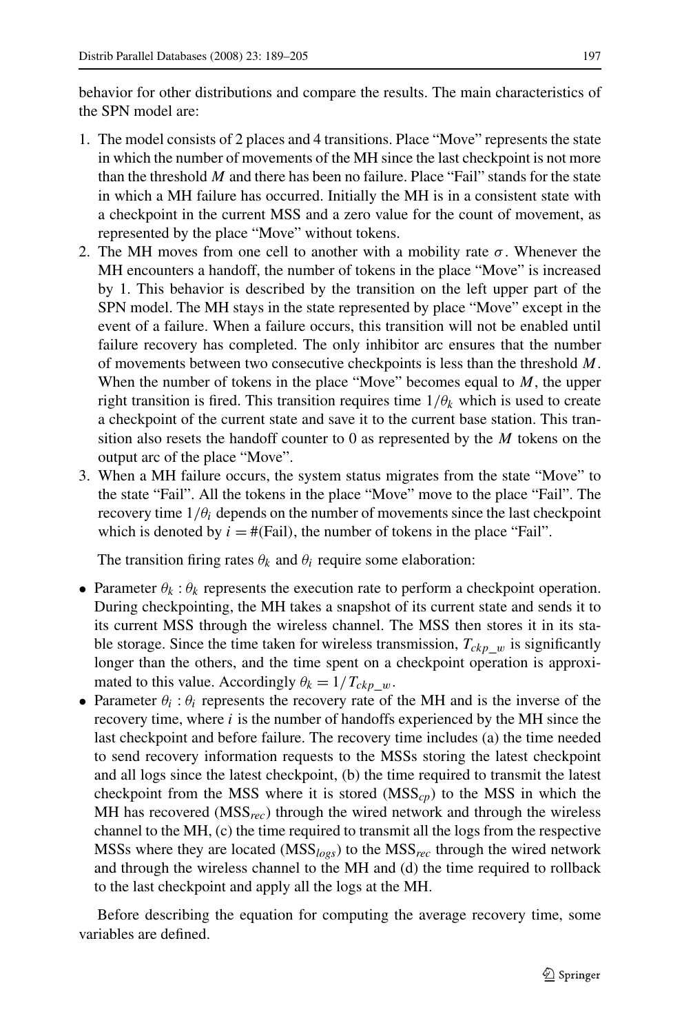behavior for other distributions and compare the results. The main characteristics of the SPN model are:

1. The model consists of 2 places and 4 transitions. Place "Move" represents the state in which the number of movements of the MH since the last checkpoint is not more than the threshold $M$ and there has been no failure. Place "Fail" stands for the state in which a MH failure has occurred. Initially the MH is in a consistent state with a checkpoint in the current MSS and a zero value for the count of movement, as represented by the place "Move" without tokens.
2. The MH moves from one cell to another with a mobility rate $\sigma$. Whenever the MH encounters a handoff, the number of tokens in the place "Move" is increased by 1. This behavior is described by the transition on the left upper part of the SPN model. The MH stays in the state represented by place "Move" except in the event of a failure. When a failure occurs, this transition will not be enabled until failure recovery has completed. The only inhibitor arc ensures that the number of movements between two consecutive checkpoints is less than the threshold $M$. When the number of tokens in the place "Move" becomes equal to $M$, the upper right transition is fired. This transition requires time $1/\theta_k$ which is used to create a checkpoint of the current state and save it to the current base station. This transition also resets the handoff counter to 0 as represented by the $M$ tokens on the output arc of the place "Move".
3. When a MH failure occurs, the system status migrates from the state "Move" to the state "Fail". All the tokens in the place "Move" move to the place "Fail". The recovery time $1/\theta_i$ depends on the number of movements since the last checkpoint which is denoted by $i = \#(\text{Fail})$, the number of tokens in the place "Fail".

   The transition firing rates $\theta_k$ and $\theta_i$ require some elaboration:

- Parameter $\theta_k : \theta_k$ represents the execution rate to perform a checkpoint operation. During checkpointing, the MH takes a snapshot of its current state and sends it to its current MSS through the wireless channel. The MSS then stores it in its stable storage. Since the time taken for wireless transmission, $T_{ckp\_w}$ is significantly longer than the others, and the time spent on a checkpoint operation is approximated to this value. Accordingly $\theta_k = 1/T_{ckp\_w}$.
- Parameter $\theta_i : \theta_i$ represents the recovery rate of the MH and is the inverse of the recovery time, where $i$ is the number of handoffs experienced by the MH since the last checkpoint and before failure. The recovery time includes (a) the time needed to send recovery information requests to the MSSs storing the latest checkpoint and all logs since the latest checkpoint, (b) the time required to transmit the latest checkpoint from the MSS where it is stored ($\text{MSS}_{cp}$) to the MSS in which the MH has recovered ($\text{MSS}_{rec}$) through the wired network and through the wireless channel to the MH, (c) the time required to transmit all the logs from the respective MSSs where they are located ($\text{MSS}_{logs}$) to the $\text{MSS}_{rec}$ through the wired network and through the wireless channel to the MH and (d) the time required to rollback to the last checkpoint and apply all the logs at the MH.

Before describing the equation for computing the average recovery time, some variables are defined.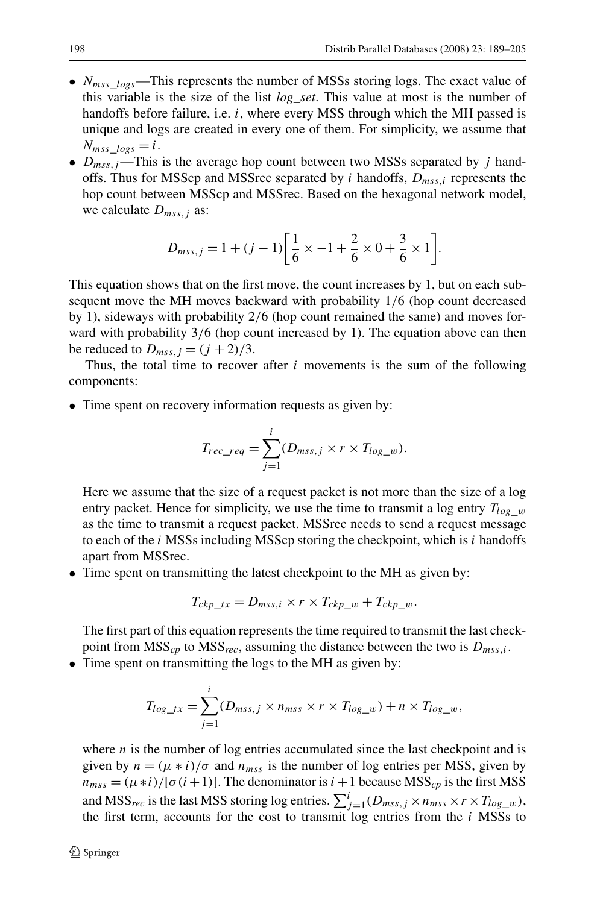- $N_{mss\_logs}$—This represents the number of MSSs storing logs. The exact value of this variable is the size of the list *log_set*. This value at most is the number of handoffs before failure, i.e. $i$, where every MSS through which the MH passed is unique and logs are created in every one of them. For simplicity, we assume that $N_{mss\_logs} = i$.
- $D_{mss,j}$—This is the average hop count between two MSSs separated by $j$ handoffs. Thus for MSScp and MSSrec separated by $i$ handoffs, $D_{mss,i}$ represents the hop count between MSScp and MSSrec. Based on the hexagonal network model, we calculate $D_{mss,j}$ as:

$$D_{mss,j} = 1 + (j-1)\left[\frac{1}{6} \times -1 + \frac{2}{6} \times 0 + \frac{3}{6} \times 1\right].$$

This equation shows that on the first move, the count increases by 1, but on each subsequent move the MH moves backward with probability 1/6 (hop count decreased by 1), sideways with probability 2/6 (hop count remained the same) and moves forward with probability 3/6 (hop count increased by 1). The equation above can then be reduced to $D_{mss,j} = (j+2)/3$.

Thus, the total time to recover after $i$ movements is the sum of the following components:

- Time spent on recovery information requests as given by:

$$T_{rec\_req} = \sum_{j=1}^{i} (D_{mss,j} \times r \times T_{log\_w}).$$

  Here we assume that the size of a request packet is not more than the size of a log entry packet. Hence for simplicity, we use the time to transmit a log entry $T_{log\_w}$ as the time to transmit a request packet. MSSrec needs to send a request message to each of the $i$ MSSs including MSScp storing the checkpoint, which is $i$ handoffs apart from MSSrec.
- Time spent on transmitting the latest checkpoint to the MH as given by:

$$T_{ckp\_tx} = D_{mss,i} \times r \times T_{ckp\_w} + T_{ckp\_w}.$$

  The first part of this equation represents the time required to transmit the last checkpoint from $\text{MSS}_{cp}$ to $\text{MSS}_{rec}$, assuming the distance between the two is $D_{mss,i}$.
- Time spent on transmitting the logs to the MH as given by:

$$T_{log\_tx} = \sum_{j=1}^{i} (D_{mss,j} \times n_{mss} \times r \times T_{log\_w}) + n \times T_{log\_w},$$

  where $n$ is the number of log entries accumulated since the last checkpoint and is given by $n = (\mu * i)/\sigma$ and $n_{mss}$ is the number of log entries per MSS, given by $n_{mss} = (\mu * i)/[\sigma(i+1)]$. The denominator is $i+1$ because $\text{MSS}_{cp}$ is the first MSS and $\text{MSS}_{rec}$ is the last MSS storing log entries. $\sum_{j=1}^{i}(D_{mss,j} \times n_{mss} \times r \times T_{log\_w})$, the first term, accounts for the cost to transmit log entries from the $i$ MSSs to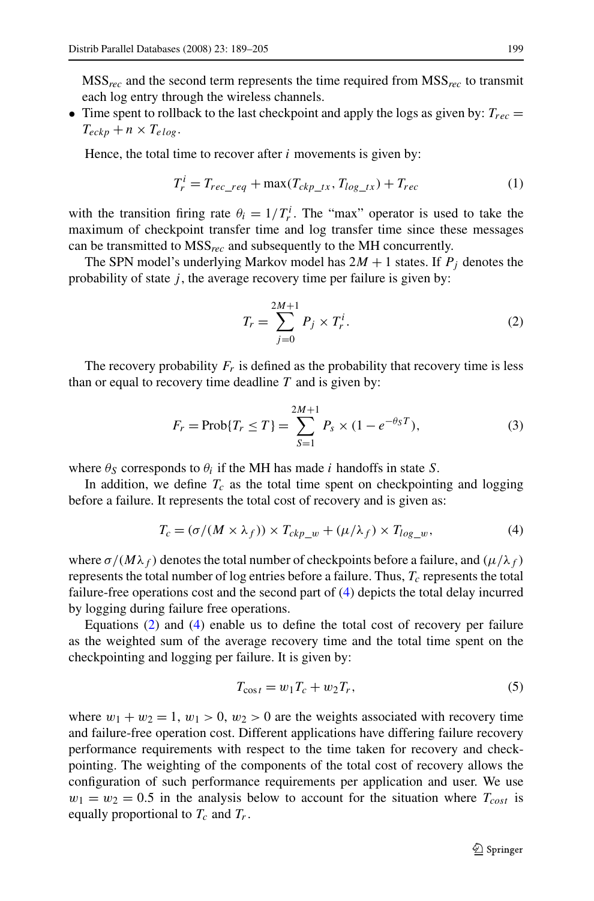$\text{MSS}_{rec}$ and the second term represents the time required from $\text{MSS}_{rec}$ to transmit each log entry through the wireless channels.

- Time spent to rollback to the last checkpoint and apply the logs as given by: $T_{rec} = T_{eckp} + n \times T_{elog}$.

Hence, the total time to recover after $i$ movements is given by:

$$T_r^i = T_{rec\_req} + \max(T_{ckp\_tx}, T_{log\_tx}) + T_{rec} \tag{1}$$

with the transition firing rate $\theta_i = 1/T_r^i$. The "max" operator is used to take the maximum of checkpoint transfer time and log transfer time since these messages can be transmitted to $\text{MSS}_{rec}$ and subsequently to the MH concurrently.

The SPN model's underlying Markov model has $2M + 1$ states. If $P_j$ denotes the probability of state $j$, the average recovery time per failure is given by:

$$T_r = \sum_{j=0}^{2M+1} P_j \times T_r^i. \tag{2}$$

The recovery probability $F_r$ is defined as the probability that recovery time is less than or equal to recovery time deadline $T$ and is given by:

$$F_r = \text{Prob}\{T_r \leq T\} = \sum_{S=1}^{2M+1} P_s \times (1 - e^{-\theta_S T}), \tag{3}$$

where $\theta_S$ corresponds to $\theta_i$ if the MH has made $i$ handoffs in state $S$.

In addition, we define $T_c$ as the total time spent on checkpointing and logging before a failure. It represents the total cost of recovery and is given as:

$$T_c = (\sigma/(M \times \lambda_f)) \times T_{ckp\_w} + (\mu/\lambda_f) \times T_{log\_w}, \tag{4}$$

where $\sigma/(M\lambda_f)$ denotes the total number of checkpoints before a failure, and $(\mu/\lambda_f)$ represents the total number of log entries before a failure. Thus, $T_c$ represents the total failure-free operations cost and the second part of (4) depicts the total delay incurred by logging during failure free operations.

Equations (2) and (4) enable us to define the total cost of recovery per failure as the weighted sum of the average recovery time and the total time spent on the checkpointing and logging per failure. It is given by:

$$T_{\cos t} = w_1 T_c + w_2 T_r, \tag{5}$$

where $w_1 + w_2 = 1$, $w_1 > 0$, $w_2 > 0$ are the weights associated with recovery time and failure-free operation cost. Different applications have differing failure recovery performance requirements with respect to the time taken for recovery and checkpointing. The weighting of the components of the total cost of recovery allows the configuration of such performance requirements per application and user. We use $w_1 = w_2 = 0.5$ in the analysis below to account for the situation where $T_{cost}$ is equally proportional to $T_c$ and $T_r$.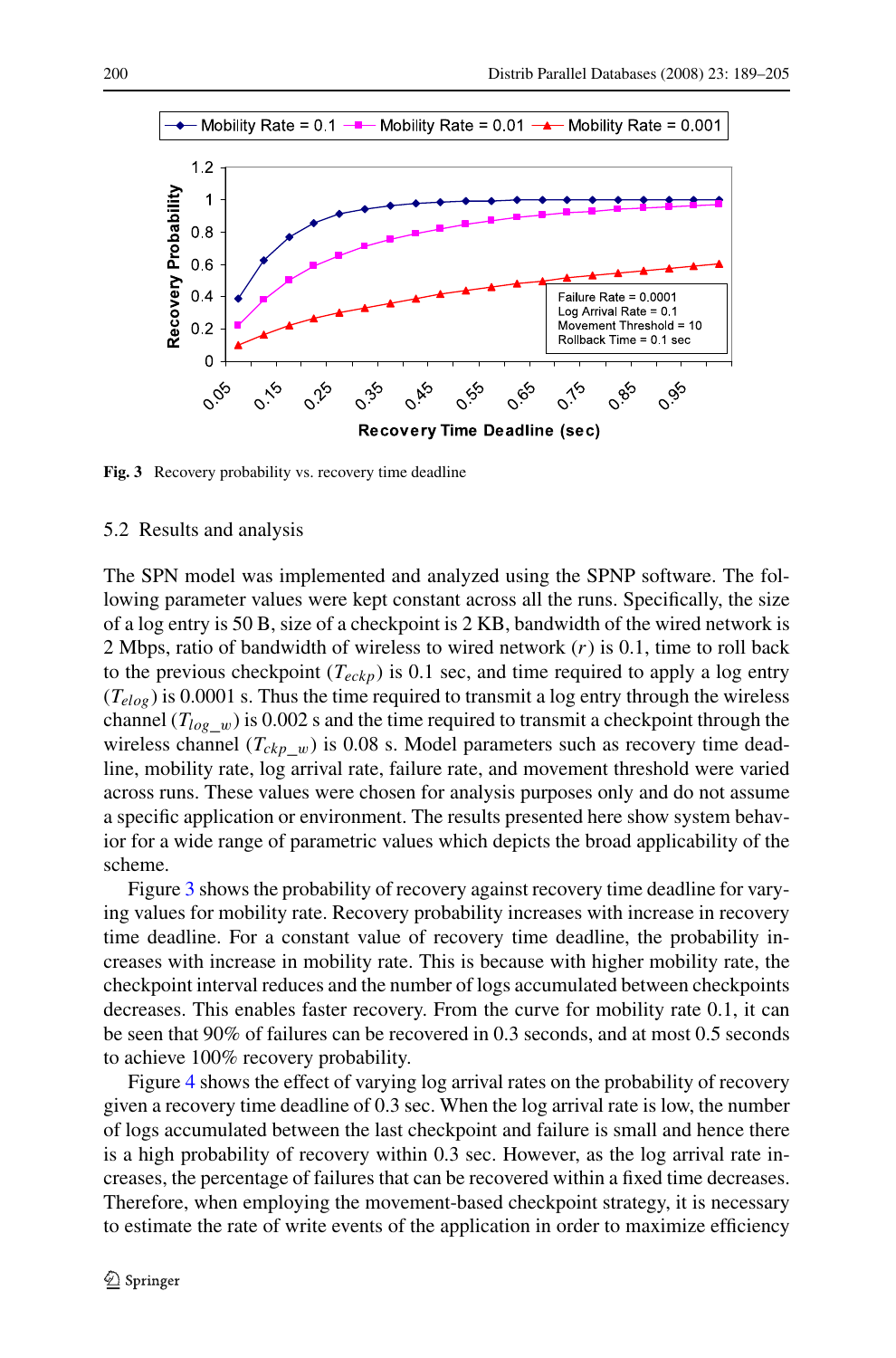**Fig. 3** Recovery probability vs. recovery time deadline

### 5.2 Results and analysis

The SPN model was implemented and analyzed using the SPNP software. The following parameter values were kept constant across all the runs. Specifically, the size of a log entry is 50 B, size of a checkpoint is 2 KB, bandwidth of the wired network is 2 Mbps, ratio of bandwidth of wireless to wired network ($r$) is 0.1, time to roll back to the previous checkpoint ($T_{eckp}$) is 0.1 sec, and time required to apply a log entry ($T_{elog}$) is 0.0001 s. Thus the time required to transmit a log entry through the wireless channel ($T_{log\_w}$) is 0.002 s and the time required to transmit a checkpoint through the wireless channel ($T_{ckp\_w}$) is 0.08 s. Model parameters such as recovery time deadline, mobility rate, log arrival rate, failure rate, and movement threshold were varied across runs. These values were chosen for analysis purposes only and do not assume a specific application or environment. The results presented here show system behavior for a wide range of parametric values which depicts the broad applicability of the scheme.

Figure 3 shows the probability of recovery against recovery time deadline for varying values for mobility rate. Recovery probability increases with increase in recovery time deadline. For a constant value of recovery time deadline, the probability increases with increase in mobility rate. This is because with higher mobility rate, the checkpoint interval reduces and the number of logs accumulated between checkpoints decreases. This enables faster recovery. From the curve for mobility rate 0.1, it can be seen that 90% of failures can be recovered in 0.3 seconds, and at most 0.5 seconds to achieve 100% recovery probability.

Figure 4 shows the effect of varying log arrival rates on the probability of recovery given a recovery time deadline of 0.3 sec. When the log arrival rate is low, the number of logs accumulated between the last checkpoint and failure is small and hence there is a high probability of recovery within 0.3 sec. However, as the log arrival rate increases, the percentage of failures that can be recovered within a fixed time decreases. Therefore, when employing the movement-based checkpoint strategy, it is necessary to estimate the rate of write events of the application in order to maximize efficiency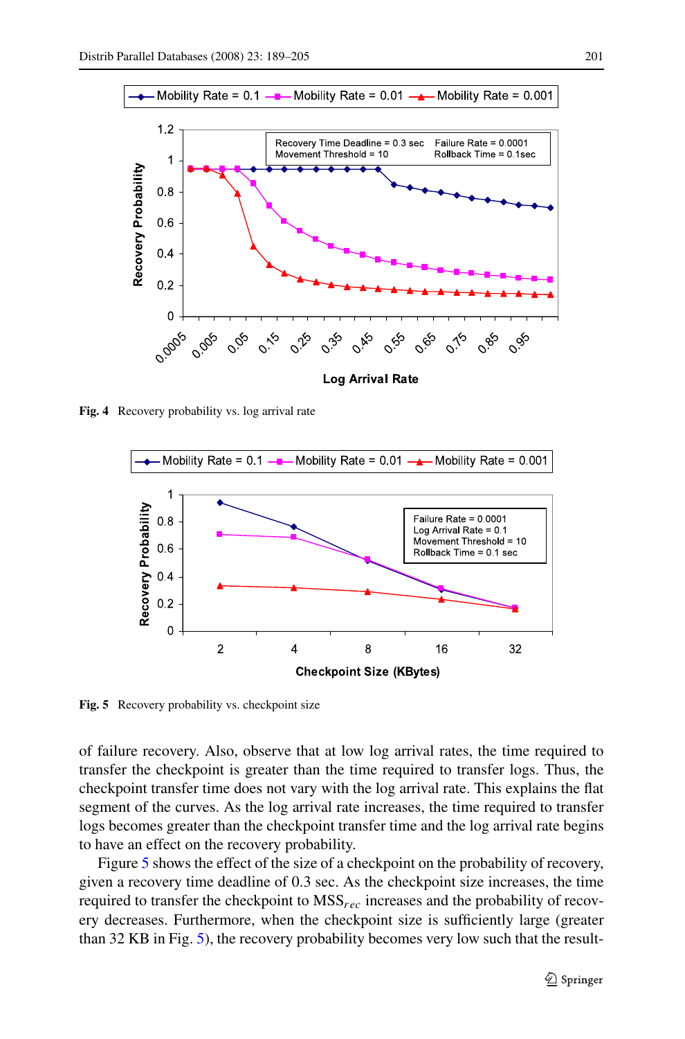Fig. 4 Recovery probability vs. log arrival rate

Fig. 5 Recovery probability vs. checkpoint size

of failure recovery. Also, observe that at low log arrival rates, the time required to transfer the checkpoint is greater than the time required to transfer logs. Thus, the checkpoint transfer time does not vary with the log arrival rate. This explains the flat segment of the curves. As the log arrival rate increases, the time required to transfer logs becomes greater than the checkpoint transfer time and the log arrival rate begins to have an effect on the recovery probability.

Figure 5 shows the effect of the size of a checkpoint on the probability of recovery, given a recovery time deadline of 0.3 sec. As the checkpoint size increases, the time required to transfer the checkpoint to $MSS_{rec}$ increases and the probability of recovery decreases. Furthermore, when the checkpoint size is sufficiently large (greater than 32 KB in Fig. 5), the recovery probability becomes very low such that the result-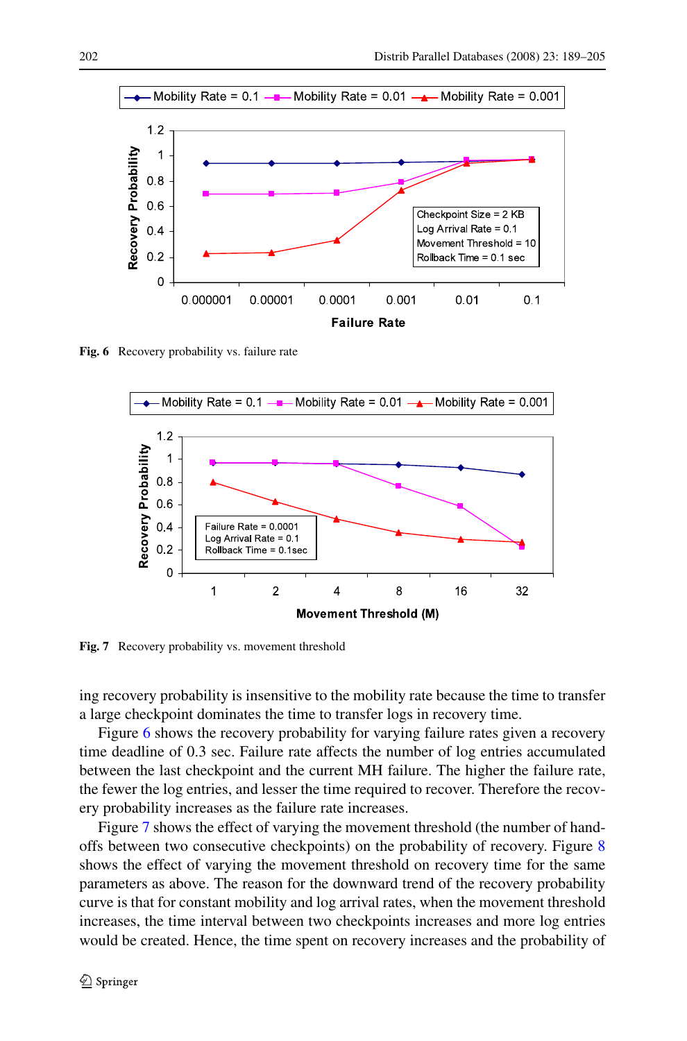Fig. 6 Recovery probability vs. failure rate

Fig. 7 Recovery probability vs. movement threshold

ing recovery probability is insensitive to the mobility rate because the time to transfer a large checkpoint dominates the time to transfer logs in recovery time.

Figure 6 shows the recovery probability for varying failure rates given a recovery time deadline of 0.3 sec. Failure rate affects the number of log entries accumulated between the last checkpoint and the current MH failure. The higher the failure rate, the fewer the log entries, and lesser the time required to recover. Therefore the recovery probability increases as the failure rate increases.

Figure 7 shows the effect of varying the movement threshold (the number of handoffs between two consecutive checkpoints) on the probability of recovery. Figure 8 shows the effect of varying the movement threshold on recovery time for the same parameters as above. The reason for the downward trend of the recovery probability curve is that for constant mobility and log arrival rates, when the movement threshold increases, the time interval between two checkpoints increases and more log entries would be created. Hence, the time spent on recovery increases and the probability of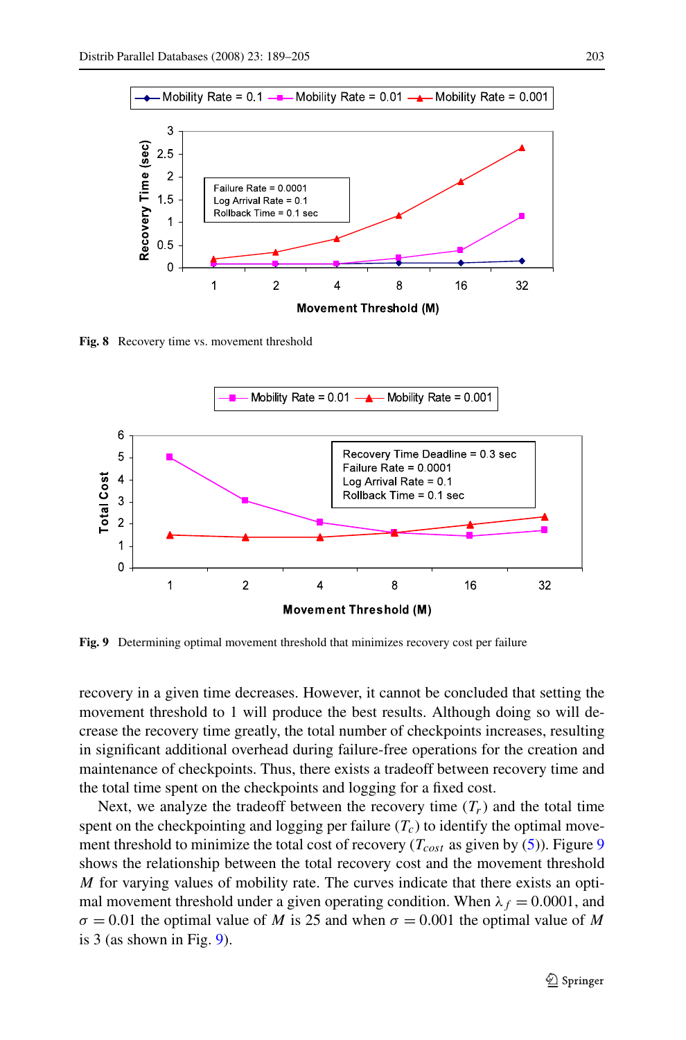Fig. 8 Recovery time vs. movement threshold

Fig. 9 Determining optimal movement threshold that minimizes recovery cost per failure

recovery in a given time decreases. However, it cannot be concluded that setting the movement threshold to 1 will produce the best results. Although doing so will decrease the recovery time greatly, the total number of checkpoints increases, resulting in significant additional overhead during failure-free operations for the creation and maintenance of checkpoints. Thus, there exists a tradeoff between recovery time and the total time spent on the checkpoints and logging for a fixed cost.

Next, we analyze the tradeoff between the recovery time ($T_r$) and the total time spent on the checkpointing and logging per failure ($T_c$) to identify the optimal movement threshold to minimize the total cost of recovery ($T_{cost}$ as given by (5)). Figure 9 shows the relationship between the total recovery cost and the movement threshold $M$ for varying values of mobility rate. The curves indicate that there exists an optimal movement threshold under a given operating condition. When $\lambda_f = 0.0001$, and $\sigma = 0.01$ the optimal value of $M$ is 25 and when $\sigma = 0.001$ the optimal value of $M$ is 3 (as shown in Fig. 9).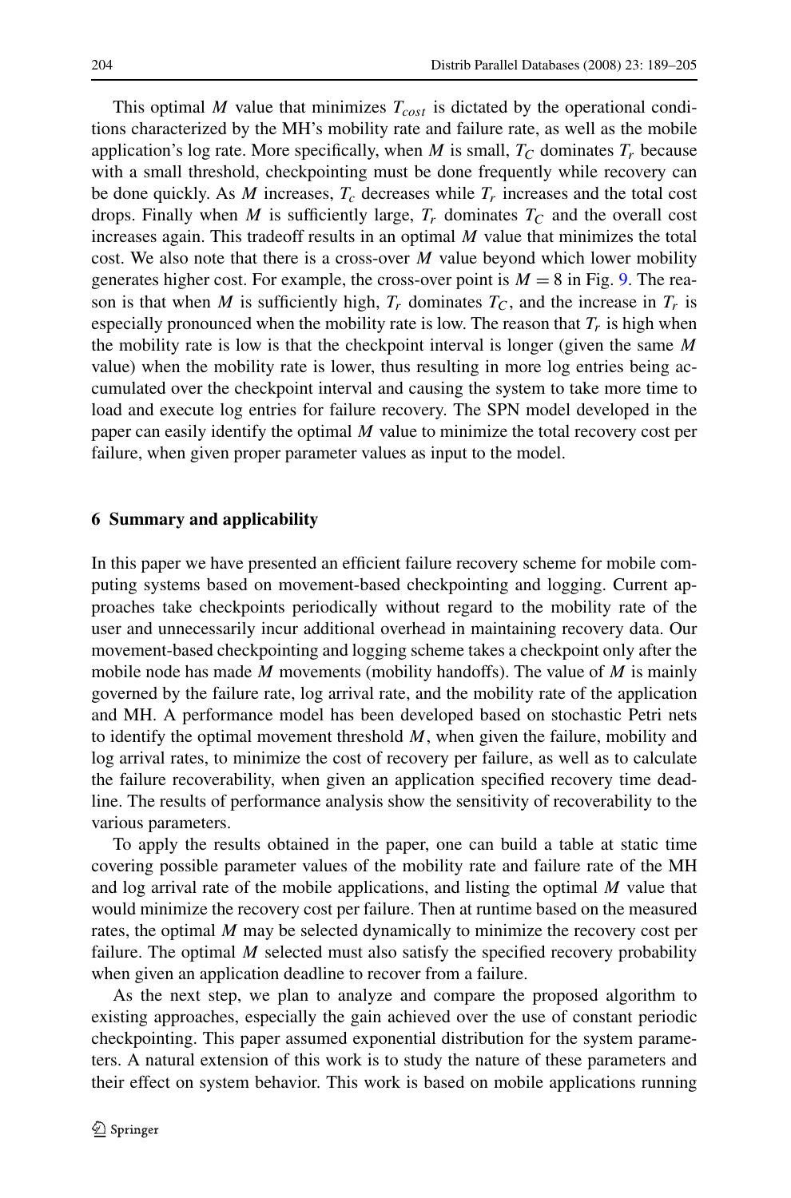This optimal $M$ value that minimizes $T_{cost}$ is dictated by the operational conditions characterized by the MH's mobility rate and failure rate, as well as the mobile application's log rate. More specifically, when $M$ is small, $T_C$ dominates $T_r$ because with a small threshold, checkpointing must be done frequently while recovery can be done quickly. As $M$ increases, $T_c$ decreases while $T_r$ increases and the total cost drops. Finally when $M$ is sufficiently large, $T_r$ dominates $T_C$ and the overall cost increases again. This tradeoff results in an optimal $M$ value that minimizes the total cost. We also note that there is a cross-over $M$ value beyond which lower mobility generates higher cost. For example, the cross-over point is $M = 8$ in Fig. 9. The reason is that when $M$ is sufficiently high, $T_r$ dominates $T_C$, and the increase in $T_r$ is especially pronounced when the mobility rate is low. The reason that $T_r$ is high when the mobility rate is low is that the checkpoint interval is longer (given the same $M$ value) when the mobility rate is lower, thus resulting in more log entries being accumulated over the checkpoint interval and causing the system to take more time to load and execute log entries for failure recovery. The SPN model developed in the paper can easily identify the optimal $M$ value to minimize the total recovery cost per failure, when given proper parameter values as input to the model.

## 6 Summary and applicability

In this paper we have presented an efficient failure recovery scheme for mobile computing systems based on movement-based checkpointing and logging. Current approaches take checkpoints periodically without regard to the mobility rate of the user and unnecessarily incur additional overhead in maintaining recovery data. Our movement-based checkpointing and logging scheme takes a checkpoint only after the mobile node has made $M$ movements (mobility handoffs). The value of $M$ is mainly governed by the failure rate, log arrival rate, and the mobility rate of the application and MH. A performance model has been developed based on stochastic Petri nets to identify the optimal movement threshold $M$, when given the failure, mobility and log arrival rates, to minimize the cost of recovery per failure, as well as to calculate the failure recoverability, when given an application specified recovery time deadline. The results of performance analysis show the sensitivity of recoverability to the various parameters.

To apply the results obtained in the paper, one can build a table at static time covering possible parameter values of the mobility rate and failure rate of the MH and log arrival rate of the mobile applications, and listing the optimal $M$ value that would minimize the recovery cost per failure. Then at runtime based on the measured rates, the optimal $M$ may be selected dynamically to minimize the recovery cost per failure. The optimal $M$ selected must also satisfy the specified recovery probability when given an application deadline to recover from a failure.

As the next step, we plan to analyze and compare the proposed algorithm to existing approaches, especially the gain achieved over the use of constant periodic checkpointing. This paper assumed exponential distribution for the system parameters. A natural extension of this work is to study the nature of these parameters and their effect on system behavior. This work is based on mobile applications running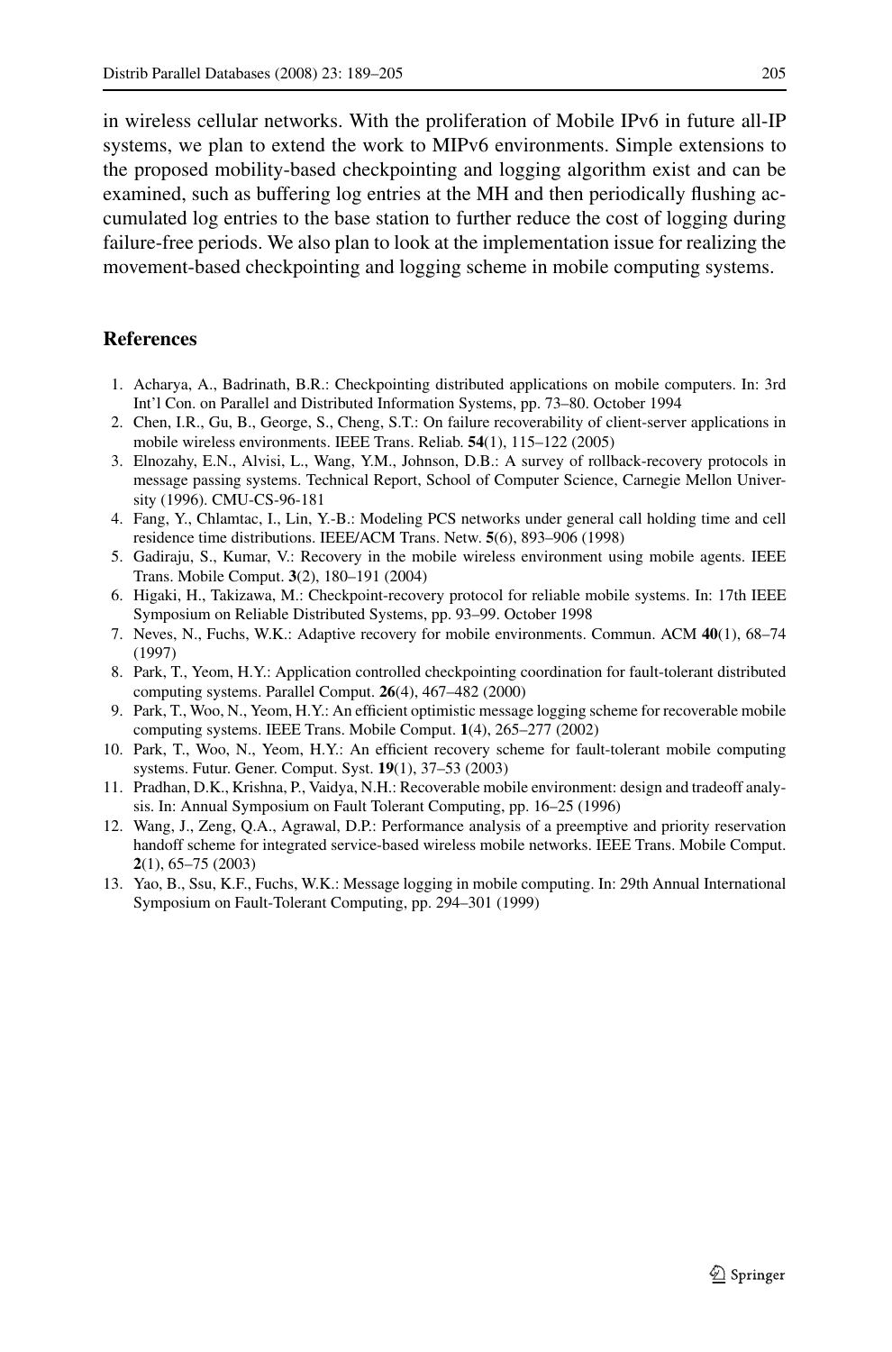in wireless cellular networks. With the proliferation of Mobile IPv6 in future all-IP systems, we plan to extend the work to MIPv6 environments. Simple extensions to the proposed mobility-based checkpointing and logging algorithm exist and can be examined, such as buffering log entries at the MH and then periodically flushing accumulated log entries to the base station to further reduce the cost of logging during failure-free periods. We also plan to look at the implementation issue for realizing the movement-based checkpointing and logging scheme in mobile computing systems.

## References

1. Acharya, A., Badrinath, B.R.: Checkpointing distributed applications on mobile computers. In: 3rd Int'l Con. on Parallel and Distributed Information Systems, pp. 73–80. October 1994
2. Chen, I.R., Gu, B., George, S., Cheng, S.T.: On failure recoverability of client-server applications in mobile wireless environments. IEEE Trans. Reliab. **54**(1), 115–122 (2005)
3. Elnozahy, E.N., Alvisi, L., Wang, Y.M., Johnson, D.B.: A survey of rollback-recovery protocols in message passing systems. Technical Report, School of Computer Science, Carnegie Mellon University (1996). CMU-CS-96-181
4. Fang, Y., Chlamtac, I., Lin, Y.-B.: Modeling PCS networks under general call holding time and cell residence time distributions. IEEE/ACM Trans. Netw. **5**(6), 893–906 (1998)
5. Gadiraju, S., Kumar, V.: Recovery in the mobile wireless environment using mobile agents. IEEE Trans. Mobile Comput. **3**(2), 180–191 (2004)
6. Higaki, H., Takizawa, M.: Checkpoint-recovery protocol for reliable mobile systems. In: 17th IEEE Symposium on Reliable Distributed Systems, pp. 93–99. October 1998
7. Neves, N., Fuchs, W.K.: Adaptive recovery for mobile environments. Commun. ACM **40**(1), 68–74 (1997)
8. Park, T., Yeom, H.Y.: Application controlled checkpointing coordination for fault-tolerant distributed computing systems. Parallel Comput. **26**(4), 467–482 (2000)
9. Park, T., Woo, N., Yeom, H.Y.: An efficient optimistic message logging scheme for recoverable mobile computing systems. IEEE Trans. Mobile Comput. **1**(4), 265–277 (2002)
10. Park, T., Woo, N., Yeom, H.Y.: An efficient recovery scheme for fault-tolerant mobile computing systems. Futur. Gener. Comput. Syst. **19**(1), 37–53 (2003)
11. Pradhan, D.K., Krishna, P., Vaidya, N.H.: Recoverable mobile environment: design and tradeoff analysis. In: Annual Symposium on Fault Tolerant Computing, pp. 16–25 (1996)
12. Wang, J., Zeng, Q.A., Agrawal, D.P.: Performance analysis of a preemptive and priority reservation handoff scheme for integrated service-based wireless mobile networks. IEEE Trans. Mobile Comput. **2**(1), 65–75 (2003)
13. Yao, B., Ssu, K.F., Fuchs, W.K.: Message logging in mobile computing. In: 29th Annual International Symposium on Fault-Tolerant Computing, pp. 294–301 (1999)